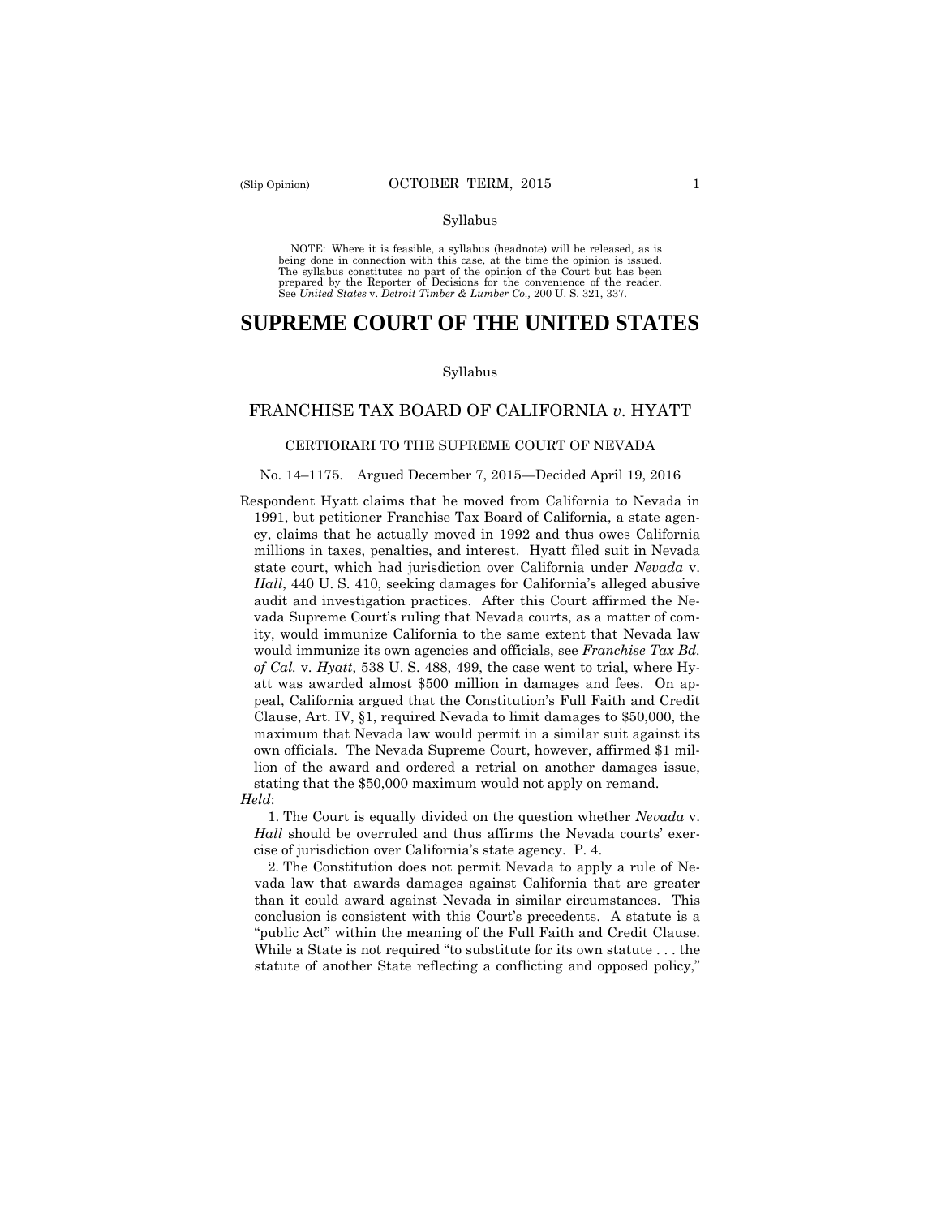Syllabus

NOTE: Where it is feasible, a syllabus (headnote) will be released, as is being done in connection with this case, at the time the opinion is issued. The syllabus constitutes no part of the opinion of the Court but has been prepared by the Reporter of Decisions for the convenience of the reader. See *United States* v. *Detroit Timber & Lumber Co.,* 200 U. S. 321, 337.

# SUPREME COURT OF THE UNITED STATES

Syllabus

## FRANCHISE TAX BOARD OF CALIFORNIA *v*. HYATT

### CERTIORARI TO THE SUPREME COURT OF NEVADA

No. 14–1175. Argued December 7, 2015—Decided April 19, 2016

Respondent Hyatt claims that he moved from California to Nevada in 1991, but petitioner Franchise Tax Board of California, a state agency, claims that he actually moved in 1992 and thus owes California millions in taxes, penalties, and interest. Hyatt filed suit in Nevada state court, which had jurisdiction over California under *Nevada* v. *Hall*, 440 U. S. 410, seeking damages for California's alleged abusive audit and investigation practices. After this Court affirmed the Nevada Supreme Court's ruling that Nevada courts, as a matter of comity, would immunize California to the same extent that Nevada law would immunize its own agencies and officials, see *Franchise Tax Bd. of Cal.* v. *Hyatt*, 538 U. S. 488, 499, the case went to trial, where Hyatt was awarded almost $500 million in damages and fees. On appeal, California argued that the Constitution's Full Faith and Credit Clause, Art. IV, §1, required Nevada to limit damages to $50,000, the maximum that Nevada law would permit in a similar suit against its own officials. The Nevada Supreme Court, however, affirmed $1 million of the award and ordered a retrial on another damages issue, stating that the $50,000 maximum would not apply on remand.

*Held*:

1. The Court is equally divided on the question whether *Nevada* v. *Hall* should be overruled and thus affirms the Nevada courts' exercise of jurisdiction over California's state agency. P. 4.

2. The Constitution does not permit Nevada to apply a rule of Nevada law that awards damages against California that are greater than it could award against Nevada in similar circumstances. This conclusion is consistent with this Court's precedents. A statute is a "public Act" within the meaning of the Full Faith and Credit Clause. While a State is not required "to substitute for its own statute . . . the statute of another State reflecting a conflicting and opposed policy,"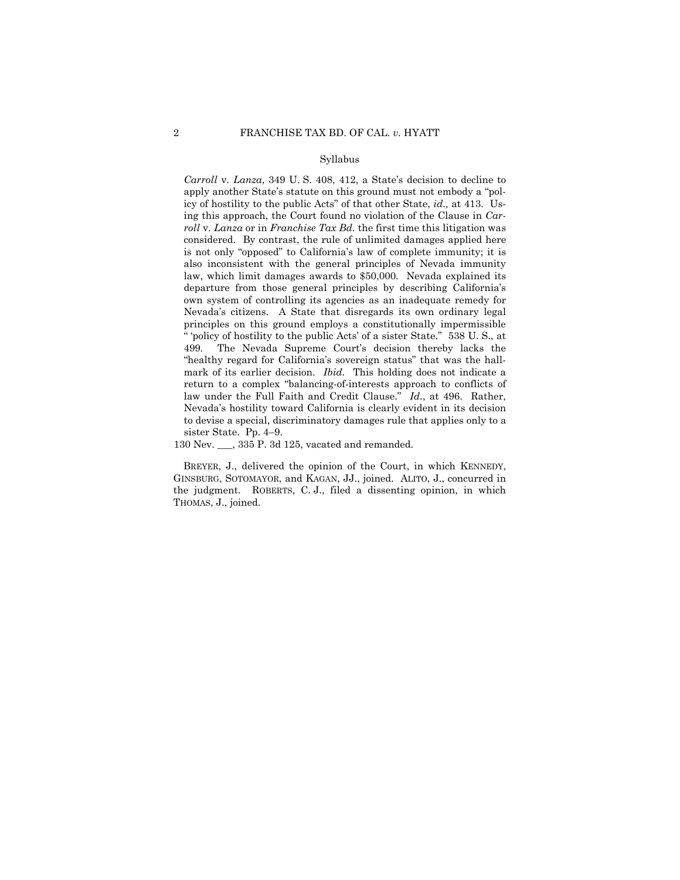Syllabus

*Carroll* v. *Lanza*, 349 U. S. 408, 412, a State's decision to decline to apply another State's statute on this ground must not embody a "policy of hostility to the public Acts" of that other State, *id.,* at 413. Using this approach, the Court found no violation of the Clause in *Carroll* v. *Lanza* or in *Franchise Tax Bd.* the first time this litigation was considered. By contrast, the rule of unlimited damages applied here is not only "opposed" to California's law of complete immunity; it is also inconsistent with the general principles of Nevada immunity law, which limit damages awards to $50,000. Nevada explained its departure from those general principles by describing California's own system of controlling its agencies as an inadequate remedy for Nevada's citizens. A State that disregards its own ordinary legal principles on this ground employs a constitutionally impermissible " 'policy of hostility to the public Acts' of a sister State." 538 U. S., at 499. The Nevada Supreme Court's decision thereby lacks the "healthy regard for California's sovereign status" that was the hallmark of its earlier decision. *Ibid.* This holding does not indicate a return to a complex "balancing-of-interests approach to conflicts of law under the Full Faith and Credit Clause." *Id.*, at 496. Rather, Nevada's hostility toward California is clearly evident in its decision to devise a special, discriminatory damages rule that applies only to a sister State. Pp. 4–9.

130 Nev. ___, 335 P. 3d 125, vacated and remanded.

BREYER, J., delivered the opinion of the Court, in which KENNEDY, GINSBURG, SOTOMAYOR, and KAGAN, JJ., joined. ALITO, J., concurred in the judgment. ROBERTS, C. J., filed a dissenting opinion, in which THOMAS, J., joined.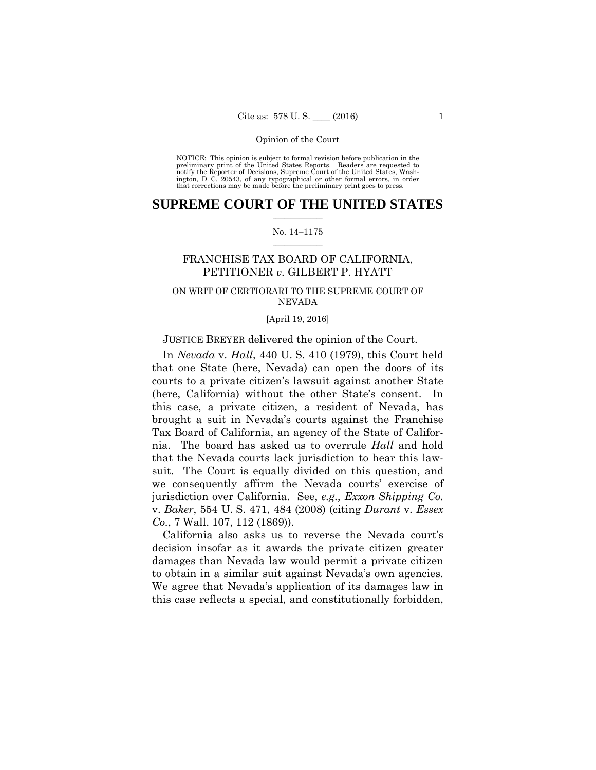Opinion of the Court

NOTICE: This opinion is subject to formal revision before publication in the preliminary print of the United States Reports. Readers are requested to notify the Reporter of Decisions, Supreme Court of the United States, Washington, D. C. 20543, of any typographical or other formal errors, in order that corrections may be made before the preliminary print goes to press.

# SUPREME COURT OF THE UNITED STATES

No. 14–1175

FRANCHISE TAX BOARD OF CALIFORNIA, PETITIONER *v.* GILBERT P. HYATT

ON WRIT OF CERTIORARI TO THE SUPREME COURT OF NEVADA

[April 19, 2016]

JUSTICE BREYER delivered the opinion of the Court.

In *Nevada* v. *Hall*, 440 U. S. 410 (1979), this Court held that one State (here, Nevada) can open the doors of its courts to a private citizen's lawsuit against another State (here, California) without the other State's consent. In this case, a private citizen, a resident of Nevada, has brought a suit in Nevada's courts against the Franchise Tax Board of California, an agency of the State of California. The board has asked us to overrule *Hall* and hold that the Nevada courts lack jurisdiction to hear this lawsuit. The Court is equally divided on this question, and we consequently affirm the Nevada courts' exercise of jurisdiction over California. See, *e.g., Exxon Shipping Co.* v. *Baker*, 554 U. S. 471, 484 (2008) (citing *Durant* v. *Essex Co.*, 7 Wall. 107, 112 (1869)).

California also asks us to reverse the Nevada court's decision insofar as it awards the private citizen greater damages than Nevada law would permit a private citizen to obtain in a similar suit against Nevada's own agencies. We agree that Nevada's application of its damages law in this case reflects a special, and constitutionally forbidden,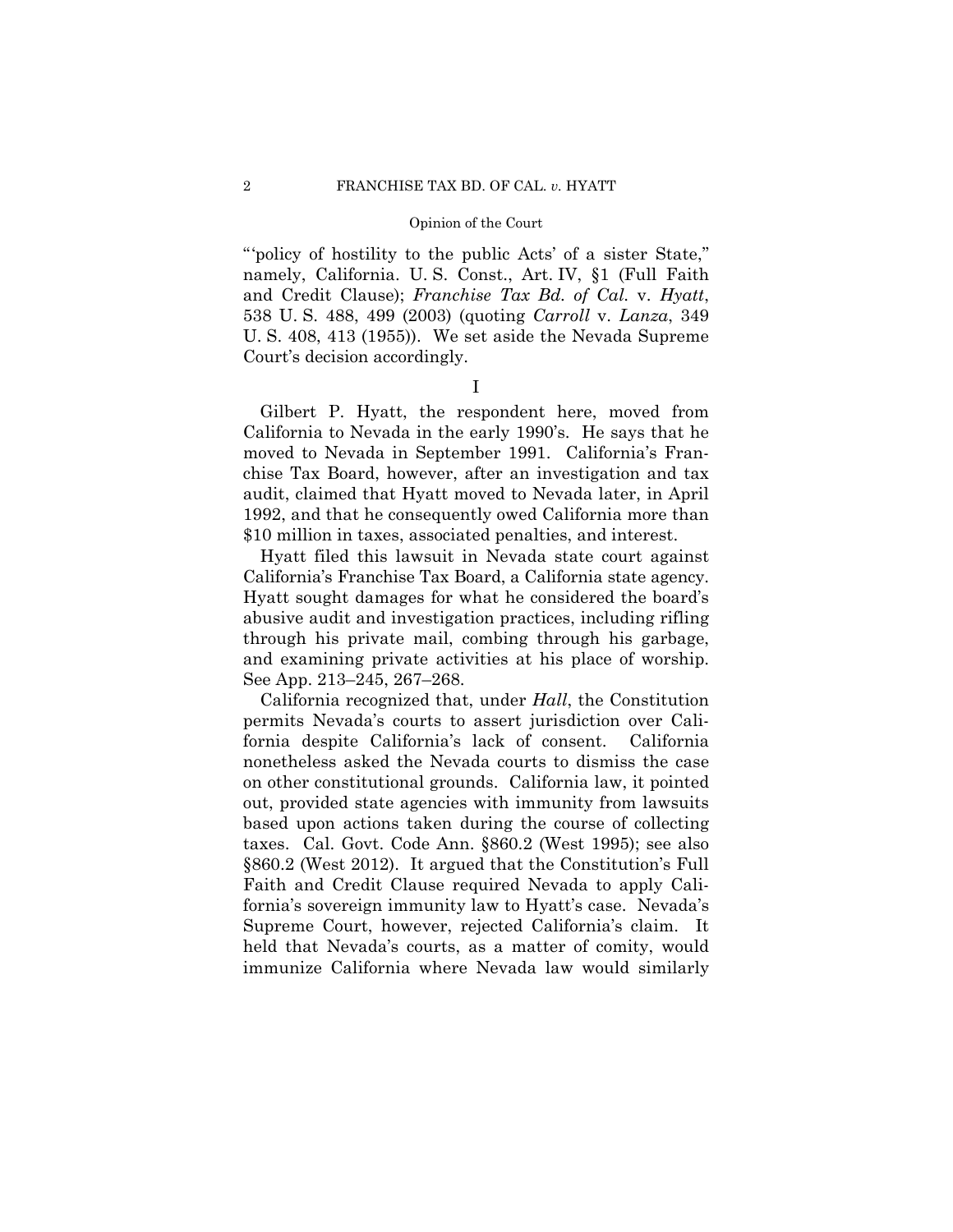"'policy of hostility to the public Acts' of a sister State," namely, California. U. S. Const., Art. IV, §1 (Full Faith and Credit Clause); *Franchise Tax Bd. of Cal.* v. *Hyatt*, 538 U. S. 488, 499 (2003) (quoting *Carroll* v. *Lanza*, 349 U. S. 408, 413 (1955)). We set aside the Nevada Supreme Court's decision accordingly.

I

Gilbert P. Hyatt, the respondent here, moved from California to Nevada in the early 1990's. He says that he moved to Nevada in September 1991. California's Franchise Tax Board, however, after an investigation and tax audit, claimed that Hyatt moved to Nevada later, in April 1992, and that he consequently owed California more than $10 million in taxes, associated penalties, and interest.

Hyatt filed this lawsuit in Nevada state court against California's Franchise Tax Board, a California state agency. Hyatt sought damages for what he considered the board's abusive audit and investigation practices, including rifling through his private mail, combing through his garbage, and examining private activities at his place of worship. See App. 213–245, 267–268.

California recognized that, under *Hall*, the Constitution permits Nevada's courts to assert jurisdiction over California despite California's lack of consent. California nonetheless asked the Nevada courts to dismiss the case on other constitutional grounds. California law, it pointed out, provided state agencies with immunity from lawsuits based upon actions taken during the course of collecting taxes. Cal. Govt. Code Ann. §860.2 (West 1995); see also §860.2 (West 2012). It argued that the Constitution's Full Faith and Credit Clause required Nevada to apply California's sovereign immunity law to Hyatt's case. Nevada's Supreme Court, however, rejected California's claim. It held that Nevada's courts, as a matter of comity, would immunize California where Nevada law would similarly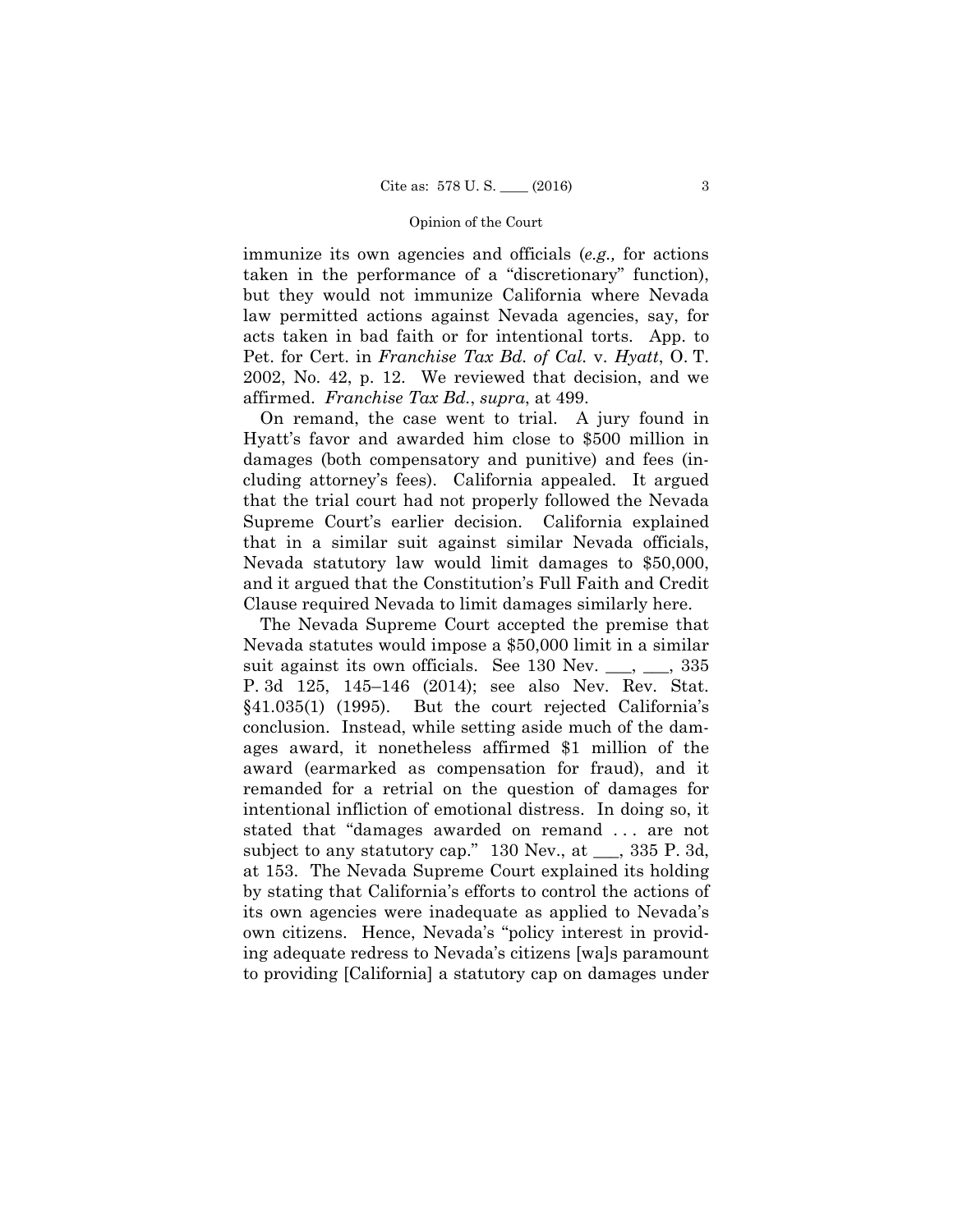immunize its own agencies and officials (*e.g.,* for actions taken in the performance of a "discretionary" function), but they would not immunize California where Nevada law permitted actions against Nevada agencies, say, for acts taken in bad faith or for intentional torts. App. to Pet. for Cert. in *Franchise Tax Bd. of Cal.* v. *Hyatt*, O. T. 2002, No. 42, p. 12. We reviewed that decision, and we affirmed. *Franchise Tax Bd.*, *supra*, at 499.

On remand, the case went to trial. A jury found in Hyatt's favor and awarded him close to $500 million in damages (both compensatory and punitive) and fees (including attorney's fees). California appealed. It argued that the trial court had not properly followed the Nevada Supreme Court's earlier decision. California explained that in a similar suit against similar Nevada officials, Nevada statutory law would limit damages to $50,000, and it argued that the Constitution's Full Faith and Credit Clause required Nevada to limit damages similarly here.

The Nevada Supreme Court accepted the premise that Nevada statutes would impose a $50,000 limit in a similar suit against its own officials. See 130 Nev. ___, ___, 335 P. 3d 125, 145–146 (2014); see also Nev. Rev. Stat. §41.035(1) (1995). But the court rejected California's conclusion. Instead, while setting aside much of the damages award, it nonetheless affirmed $1 million of the award (earmarked as compensation for fraud), and it remanded for a retrial on the question of damages for intentional infliction of emotional distress. In doing so, it stated that "damages awarded on remand . . . are not subject to any statutory cap." 130 Nev., at ___, 335 P. 3d, at 153. The Nevada Supreme Court explained its holding by stating that California's efforts to control the actions of its own agencies were inadequate as applied to Nevada's own citizens. Hence, Nevada's "policy interest in providing adequate redress to Nevada's citizens [wa]s paramount to providing [California] a statutory cap on damages under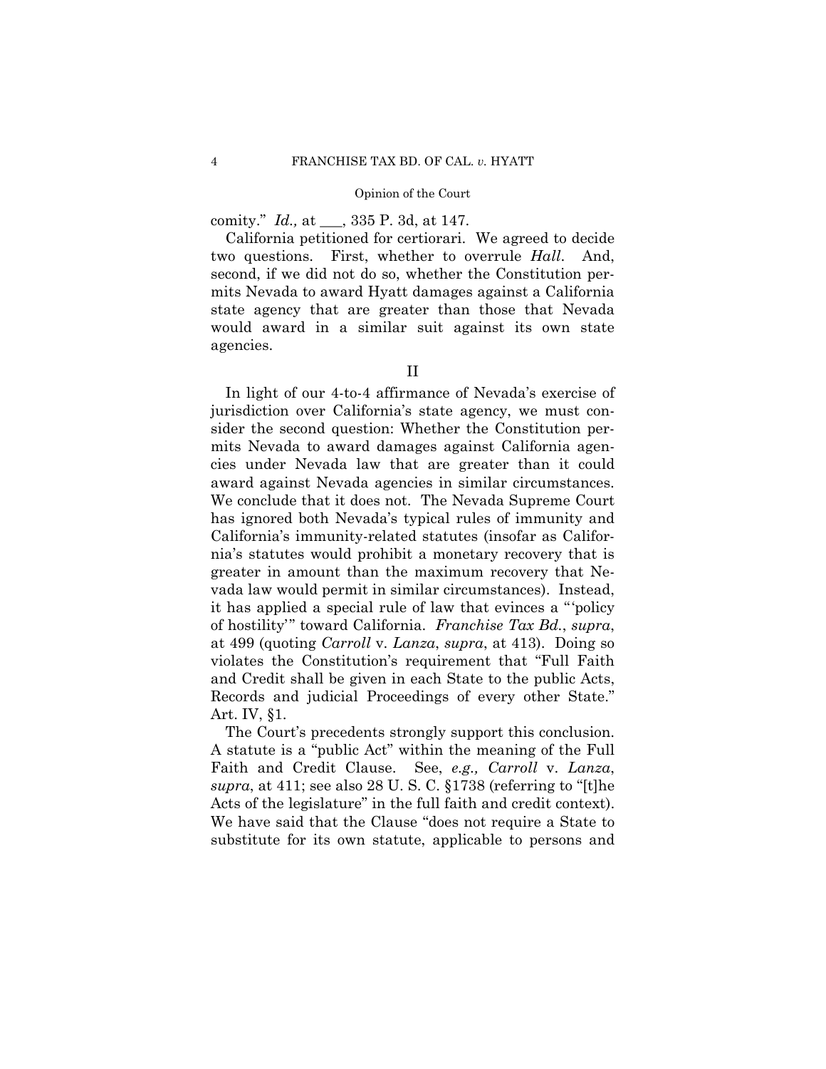comity." *Id.,* at ___, 335 P. 3d, at 147.

California petitioned for certiorari. We agreed to decide two questions. First, whether to overrule *Hall*. And, second, if we did not do so, whether the Constitution permits Nevada to award Hyatt damages against a California state agency that are greater than those that Nevada would award in a similar suit against its own state agencies.

## II

In light of our 4-to-4 affirmance of Nevada's exercise of jurisdiction over California's state agency, we must consider the second question: Whether the Constitution permits Nevada to award damages against California agencies under Nevada law that are greater than it could award against Nevada agencies in similar circumstances. We conclude that it does not. The Nevada Supreme Court has ignored both Nevada's typical rules of immunity and California's immunity-related statutes (insofar as California's statutes would prohibit a monetary recovery that is greater in amount than the maximum recovery that Nevada law would permit in similar circumstances). Instead, it has applied a special rule of law that evinces a "'policy of hostility'" toward California. *Franchise Tax Bd.*, *supra*, at 499 (quoting *Carroll* v. *Lanza*, *supra*, at 413). Doing so violates the Constitution's requirement that "Full Faith and Credit shall be given in each State to the public Acts, Records and judicial Proceedings of every other State." Art. IV, §1.

The Court's precedents strongly support this conclusion. A statute is a "public Act" within the meaning of the Full Faith and Credit Clause. See, *e.g., Carroll* v. *Lanza*, *supra*, at 411; see also 28 U. S. C. §1738 (referring to "[t]he Acts of the legislature" in the full faith and credit context). We have said that the Clause "does not require a State to substitute for its own statute, applicable to persons and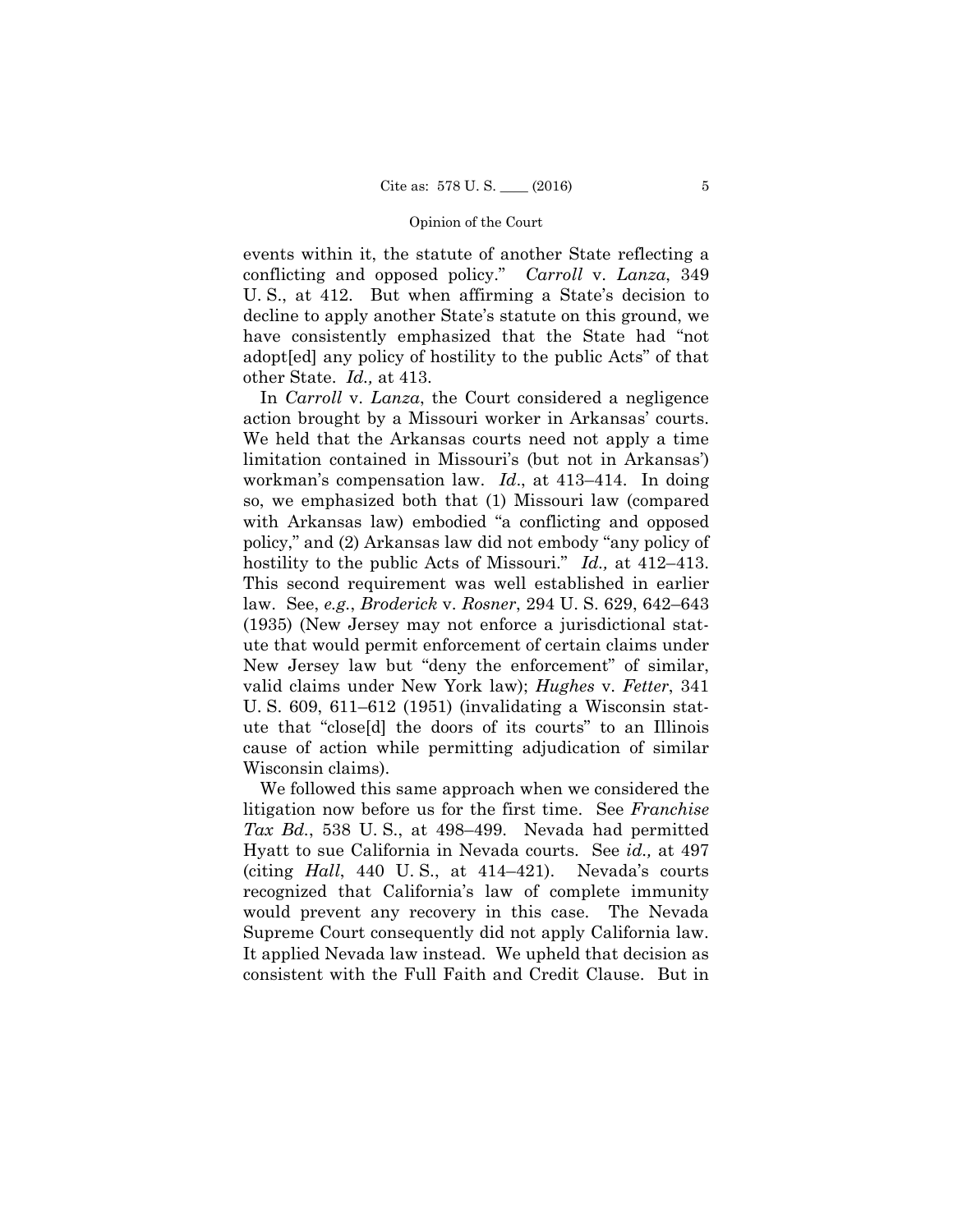events within it, the statute of another State reflecting a conflicting and opposed policy." *Carroll* v. *Lanza*, 349 U. S., at 412. But when affirming a State's decision to decline to apply another State's statute on this ground, we have consistently emphasized that the State had "not adopt[ed] any policy of hostility to the public Acts" of that other State. *Id.,* at 413.

In *Carroll* v. *Lanza*, the Court considered a negligence action brought by a Missouri worker in Arkansas' courts. We held that the Arkansas courts need not apply a time limitation contained in Missouri's (but not in Arkansas') workman's compensation law. *Id*., at 413–414. In doing so, we emphasized both that (1) Missouri law (compared with Arkansas law) embodied "a conflicting and opposed policy," and (2) Arkansas law did not embody "any policy of hostility to the public Acts of Missouri." *Id.,* at 412–413. This second requirement was well established in earlier law. See, *e.g.*, *Broderick* v. *Rosner*, 294 U. S. 629, 642–643 (1935) (New Jersey may not enforce a jurisdictional statute that would permit enforcement of certain claims under New Jersey law but "deny the enforcement" of similar, valid claims under New York law); *Hughes* v. *Fetter*, 341 U. S. 609, 611–612 (1951) (invalidating a Wisconsin statute that "close[d] the doors of its courts" to an Illinois cause of action while permitting adjudication of similar Wisconsin claims).

We followed this same approach when we considered the litigation now before us for the first time. See *Franchise Tax Bd.*, 538 U. S., at 498–499. Nevada had permitted Hyatt to sue California in Nevada courts. See *id.,* at 497 (citing *Hall*, 440 U. S., at 414–421). Nevada's courts recognized that California's law of complete immunity would prevent any recovery in this case. The Nevada Supreme Court consequently did not apply California law. It applied Nevada law instead. We upheld that decision as consistent with the Full Faith and Credit Clause. But in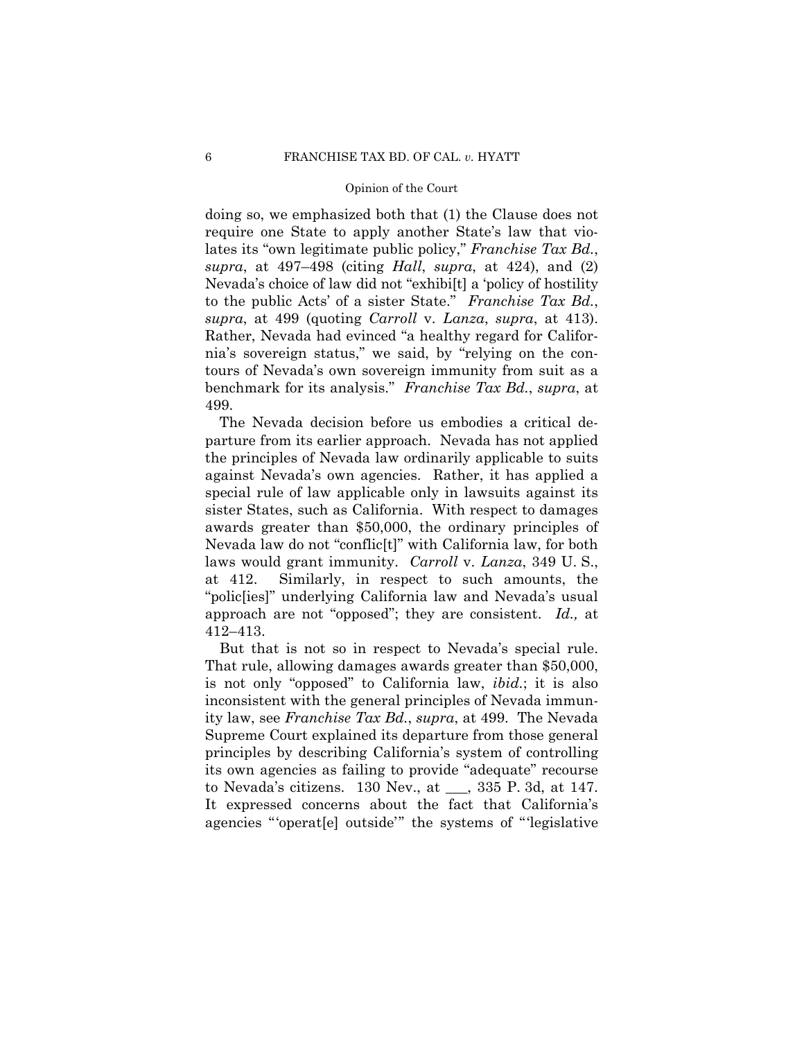doing so, we emphasized both that (1) the Clause does not require one State to apply another State's law that violates its "own legitimate public policy," *Franchise Tax Bd.*, *supra*, at 497–498 (citing *Hall*, *supra*, at 424), and (2) Nevada's choice of law did not "exhibi[t] a 'policy of hostility to the public Acts' of a sister State." *Franchise Tax Bd.*, *supra*, at 499 (quoting *Carroll* v. *Lanza*, *supra*, at 413). Rather, Nevada had evinced "a healthy regard for California's sovereign status," we said, by "relying on the contours of Nevada's own sovereign immunity from suit as a benchmark for its analysis." *Franchise Tax Bd.*, *supra*, at 499.

The Nevada decision before us embodies a critical departure from its earlier approach. Nevada has not applied the principles of Nevada law ordinarily applicable to suits against Nevada's own agencies. Rather, it has applied a special rule of law applicable only in lawsuits against its sister States, such as California. With respect to damages awards greater than $50,000, the ordinary principles of Nevada law do not "conflic[t]" with California law, for both laws would grant immunity. *Carroll* v. *Lanza*, 349 U. S., at 412. Similarly, in respect to such amounts, the "polic[ies]" underlying California law and Nevada's usual approach are not "opposed"; they are consistent. *Id.,* at 412–413.

But that is not so in respect to Nevada's special rule. That rule, allowing damages awards greater than $50,000, is not only "opposed" to California law, *ibid.*; it is also inconsistent with the general principles of Nevada immunity law, see *Franchise Tax Bd.*, *supra*, at 499. The Nevada Supreme Court explained its departure from those general principles by describing California's system of controlling its own agencies as failing to provide "adequate" recourse to Nevada's citizens. 130 Nev., at ___, 335 P. 3d, at 147. It expressed concerns about the fact that California's agencies "'operat[e] outside'" the systems of "'legislative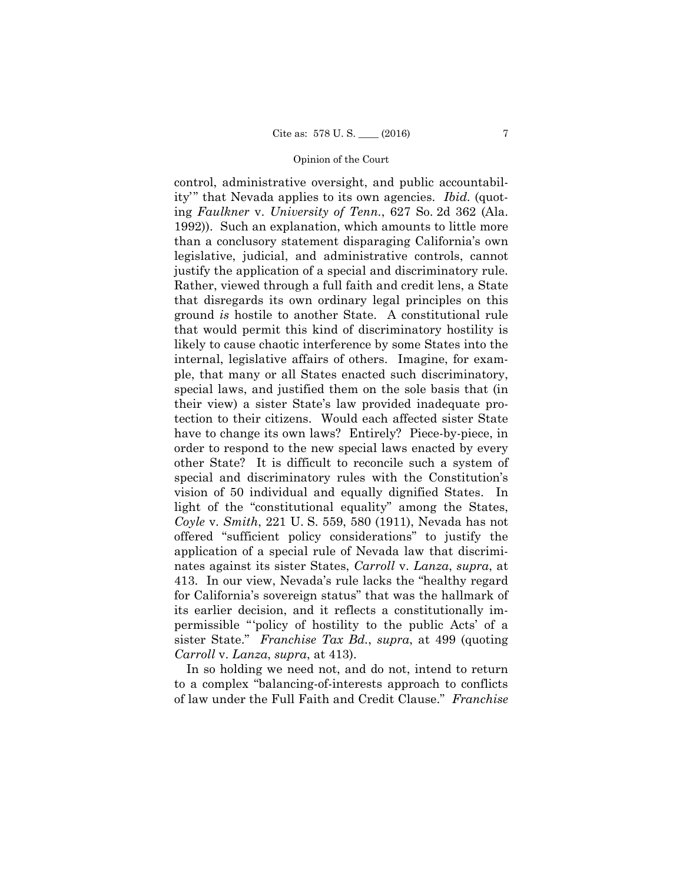control, administrative oversight, and public accountability'" that Nevada applies to its own agencies. *Ibid.* (quoting *Faulkner* v. *University of Tenn.*, 627 So. 2d 362 (Ala. 1992)). Such an explanation, which amounts to little more than a conclusory statement disparaging California's own legislative, judicial, and administrative controls, cannot justify the application of a special and discriminatory rule. Rather, viewed through a full faith and credit lens, a State that disregards its own ordinary legal principles on this ground *is* hostile to another State. A constitutional rule that would permit this kind of discriminatory hostility is likely to cause chaotic interference by some States into the internal, legislative affairs of others. Imagine, for example, that many or all States enacted such discriminatory, special laws, and justified them on the sole basis that (in their view) a sister State's law provided inadequate protection to their citizens. Would each affected sister State have to change its own laws? Entirely? Piece-by-piece, in order to respond to the new special laws enacted by every other State? It is difficult to reconcile such a system of special and discriminatory rules with the Constitution's vision of 50 individual and equally dignified States. In light of the "constitutional equality" among the States, *Coyle* v. *Smith*, 221 U. S. 559, 580 (1911), Nevada has not offered "sufficient policy considerations" to justify the application of a special rule of Nevada law that discriminates against its sister States, *Carroll* v. *Lanza*, *supra*, at 413. In our view, Nevada's rule lacks the "healthy regard for California's sovereign status" that was the hallmark of its earlier decision, and it reflects a constitutionally impermissible "'policy of hostility to the public Acts' of a sister State." *Franchise Tax Bd.*, *supra*, at 499 (quoting *Carroll* v. *Lanza*, *supra*, at 413).

In so holding we need not, and do not, intend to return to a complex "balancing-of-interests approach to conflicts of law under the Full Faith and Credit Clause." *Franchise*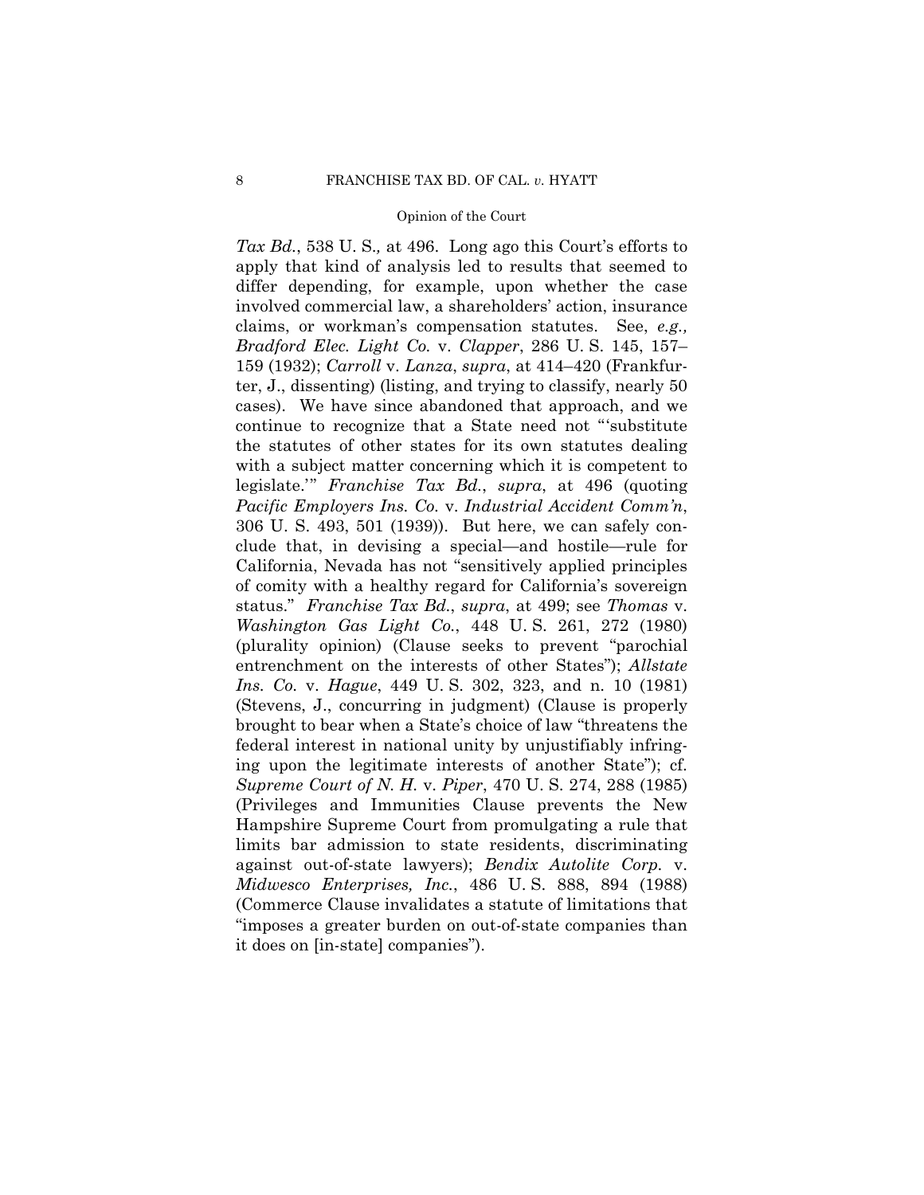*Tax Bd.*, 538 U. S., at 496. Long ago this Court's efforts to apply that kind of analysis led to results that seemed to differ depending, for example, upon whether the case involved commercial law, a shareholders' action, insurance claims, or workman's compensation statutes. See, *e.g., Bradford Elec. Light Co.* v. *Clapper*, 286 U. S. 145, 157–159 (1932); *Carroll* v. *Lanza*, *supra*, at 414–420 (Frankfurter, J., dissenting) (listing, and trying to classify, nearly 50 cases). We have since abandoned that approach, and we continue to recognize that a State need not "'substitute the statutes of other states for its own statutes dealing with a subject matter concerning which it is competent to legislate.'" *Franchise Tax Bd.*, *supra*, at 496 (quoting *Pacific Employers Ins. Co.* v. *Industrial Accident Comm'n*, 306 U. S. 493, 501 (1939)). But here, we can safely conclude that, in devising a special—and hostile—rule for California, Nevada has not "sensitively applied principles of comity with a healthy regard for California's sovereign status." *Franchise Tax Bd.*, *supra*, at 499; see *Thomas* v. *Washington Gas Light Co.*, 448 U. S. 261, 272 (1980) (plurality opinion) (Clause seeks to prevent "parochial entrenchment on the interests of other States"); *Allstate Ins. Co.* v. *Hague*, 449 U. S. 302, 323, and n. 10 (1981) (Stevens, J., concurring in judgment) (Clause is properly brought to bear when a State's choice of law "threatens the federal interest in national unity by unjustifiably infringing upon the legitimate interests of another State"); cf. *Supreme Court of N. H.* v. *Piper*, 470 U. S. 274, 288 (1985) (Privileges and Immunities Clause prevents the New Hampshire Supreme Court from promulgating a rule that limits bar admission to state residents, discriminating against out-of-state lawyers); *Bendix Autolite Corp.* v. *Midwesco Enterprises, Inc.*, 486 U. S. 888, 894 (1988) (Commerce Clause invalidates a statute of limitations that "imposes a greater burden on out-of-state companies than it does on [in-state] companies").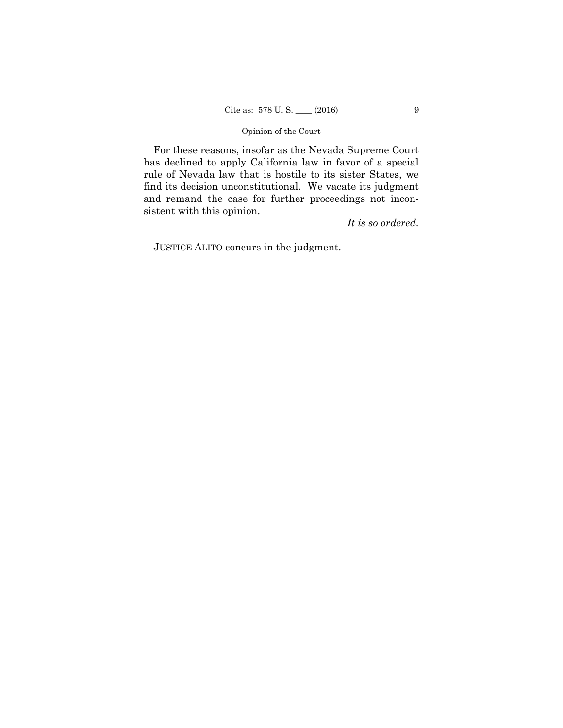For these reasons, insofar as the Nevada Supreme Court has declined to apply California law in favor of a special rule of Nevada law that is hostile to its sister States, we find its decision unconstitutional. We vacate its judgment and remand the case for further proceedings not inconsistent with this opinion.

*It is so ordered.*

JUSTICE ALITO concurs in the judgment.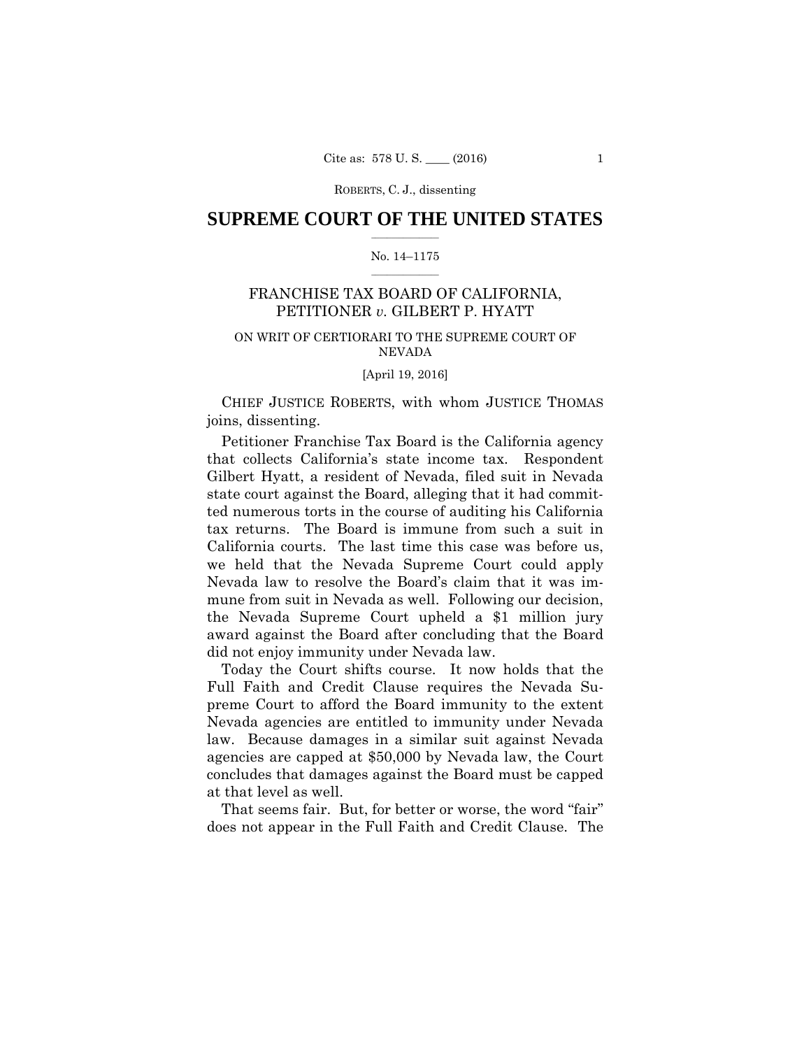ROBERTS, C. J., dissenting

# SUPREME COURT OF THE UNITED STATES

No. 14–1175

## FRANCHISE TAX BOARD OF CALIFORNIA, PETITIONER *v.* GILBERT P. HYATT

ON WRIT OF CERTIORARI TO THE SUPREME COURT OF NEVADA

[April 19, 2016]

CHIEF JUSTICE ROBERTS, with whom JUSTICE THOMAS joins, dissenting.

Petitioner Franchise Tax Board is the California agency that collects California's state income tax. Respondent Gilbert Hyatt, a resident of Nevada, filed suit in Nevada state court against the Board, alleging that it had committed numerous torts in the course of auditing his California tax returns. The Board is immune from such a suit in California courts. The last time this case was before us, we held that the Nevada Supreme Court could apply Nevada law to resolve the Board's claim that it was immune from suit in Nevada as well. Following our decision, the Nevada Supreme Court upheld a $1 million jury award against the Board after concluding that the Board did not enjoy immunity under Nevada law.

Today the Court shifts course. It now holds that the Full Faith and Credit Clause requires the Nevada Supreme Court to afford the Board immunity to the extent Nevada agencies are entitled to immunity under Nevada law. Because damages in a similar suit against Nevada agencies are capped at $50,000 by Nevada law, the Court concludes that damages against the Board must be capped at that level as well.

That seems fair. But, for better or worse, the word "fair" does not appear in the Full Faith and Credit Clause. The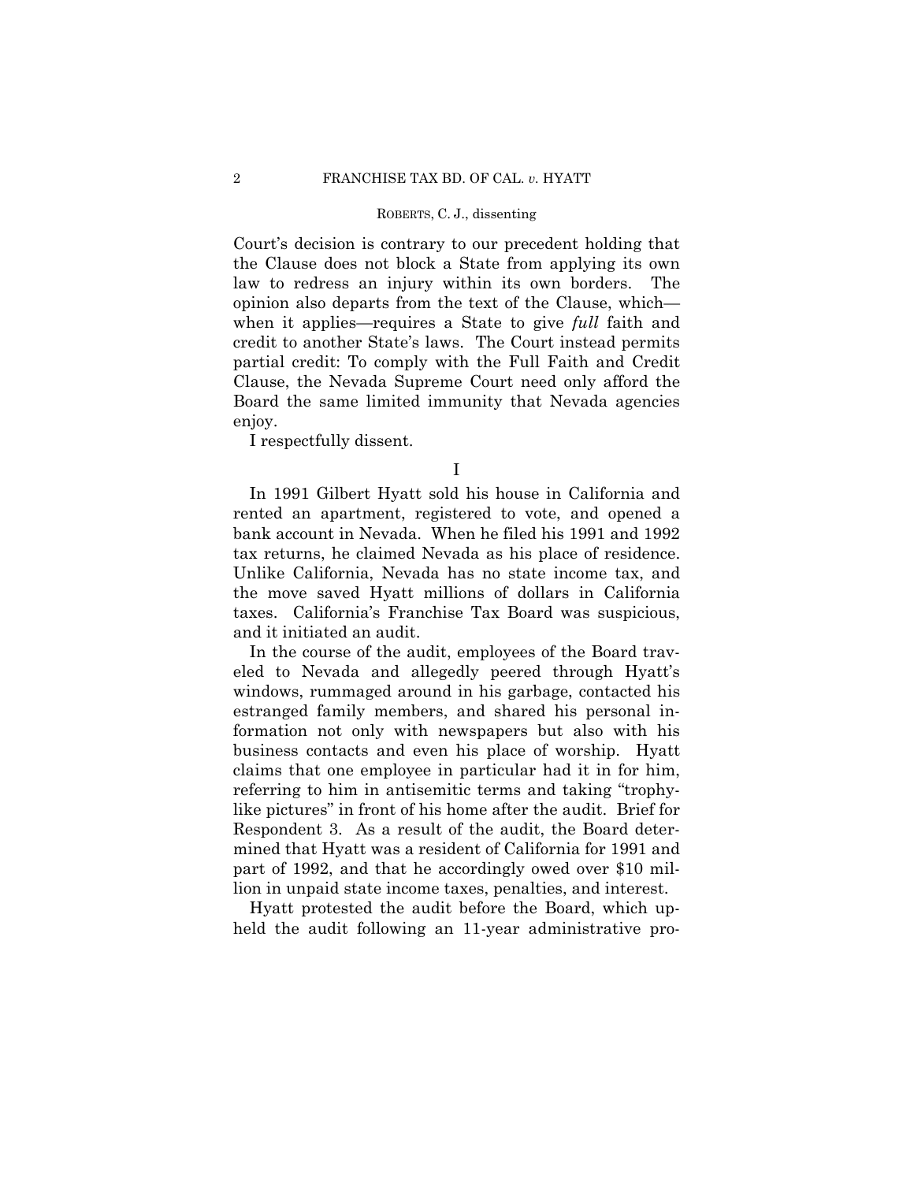Court's decision is contrary to our precedent holding that the Clause does not block a State from applying its own law to redress an injury within its own borders. The opinion also departs from the text of the Clause, which—when it applies—requires a State to give *full* faith and credit to another State's laws. The Court instead permits partial credit: To comply with the Full Faith and Credit Clause, the Nevada Supreme Court need only afford the Board the same limited immunity that Nevada agencies enjoy.

I respectfully dissent.

I

In 1991 Gilbert Hyatt sold his house in California and rented an apartment, registered to vote, and opened a bank account in Nevada. When he filed his 1991 and 1992 tax returns, he claimed Nevada as his place of residence. Unlike California, Nevada has no state income tax, and the move saved Hyatt millions of dollars in California taxes. California's Franchise Tax Board was suspicious, and it initiated an audit.

In the course of the audit, employees of the Board traveled to Nevada and allegedly peered through Hyatt's windows, rummaged around in his garbage, contacted his estranged family members, and shared his personal information not only with newspapers but also with his business contacts and even his place of worship. Hyatt claims that one employee in particular had it in for him, referring to him in antisemitic terms and taking "trophy-like pictures" in front of his home after the audit. Brief for Respondent 3. As a result of the audit, the Board determined that Hyatt was a resident of California for 1991 and part of 1992, and that he accordingly owed over $10 million in unpaid state income taxes, penalties, and interest.

Hyatt protested the audit before the Board, which upheld the audit following an 11-year administrative pro-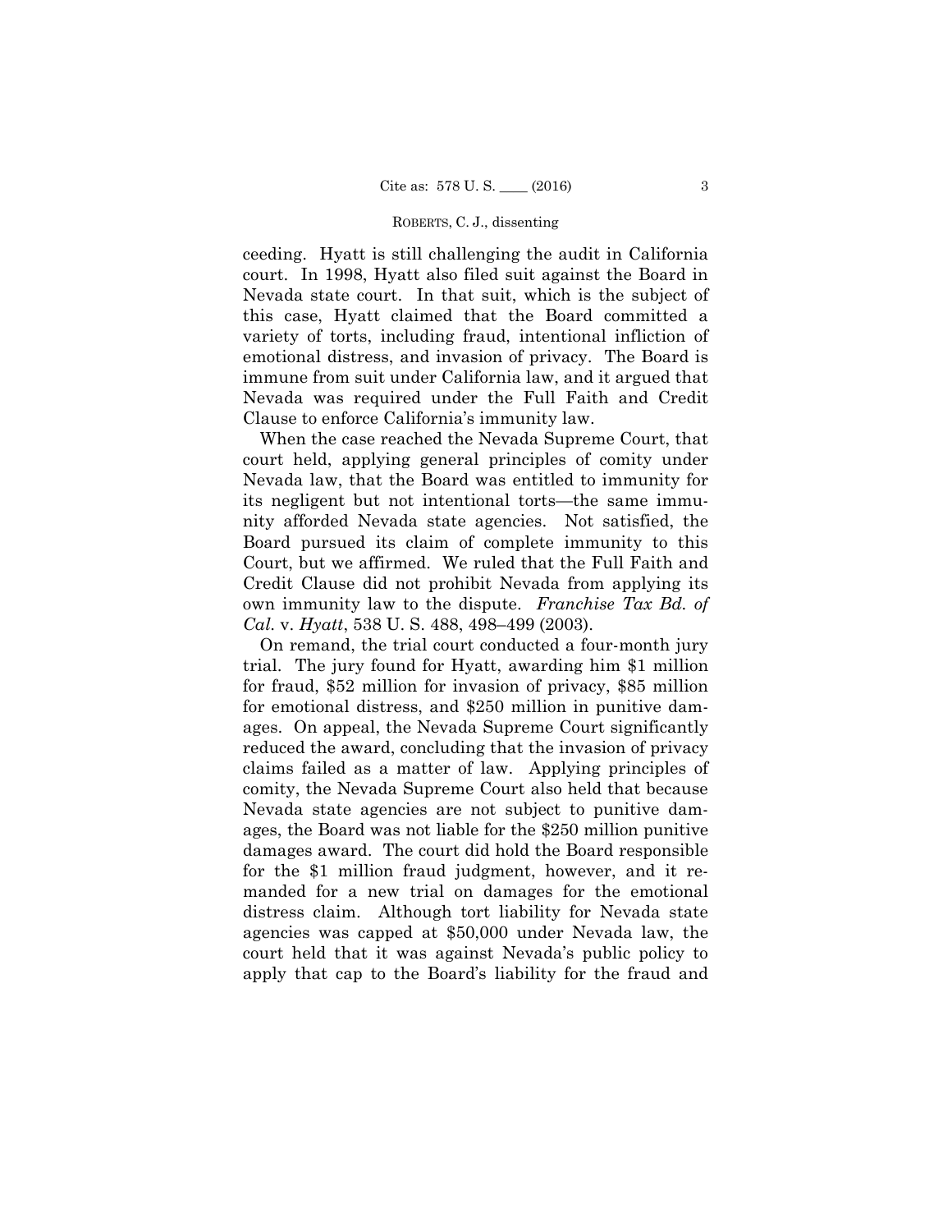ceeding. Hyatt is still challenging the audit in California court. In 1998, Hyatt also filed suit against the Board in Nevada state court. In that suit, which is the subject of this case, Hyatt claimed that the Board committed a variety of torts, including fraud, intentional infliction of emotional distress, and invasion of privacy. The Board is immune from suit under California law, and it argued that Nevada was required under the Full Faith and Credit Clause to enforce California's immunity law.

When the case reached the Nevada Supreme Court, that court held, applying general principles of comity under Nevada law, that the Board was entitled to immunity for its negligent but not intentional torts—the same immunity afforded Nevada state agencies. Not satisfied, the Board pursued its claim of complete immunity to this Court, but we affirmed. We ruled that the Full Faith and Credit Clause did not prohibit Nevada from applying its own immunity law to the dispute. *Franchise Tax Bd. of Cal.* v. *Hyatt*, 538 U. S. 488, 498–499 (2003).

On remand, the trial court conducted a four-month jury trial. The jury found for Hyatt, awarding him $1 million for fraud, $52 million for invasion of privacy, $85 million for emotional distress, and $250 million in punitive damages. On appeal, the Nevada Supreme Court significantly reduced the award, concluding that the invasion of privacy claims failed as a matter of law. Applying principles of comity, the Nevada Supreme Court also held that because Nevada state agencies are not subject to punitive damages, the Board was not liable for the $250 million punitive damages award. The court did hold the Board responsible for the $1 million fraud judgment, however, and it remanded for a new trial on damages for the emotional distress claim. Although tort liability for Nevada state agencies was capped at $50,000 under Nevada law, the court held that it was against Nevada's public policy to apply that cap to the Board's liability for the fraud and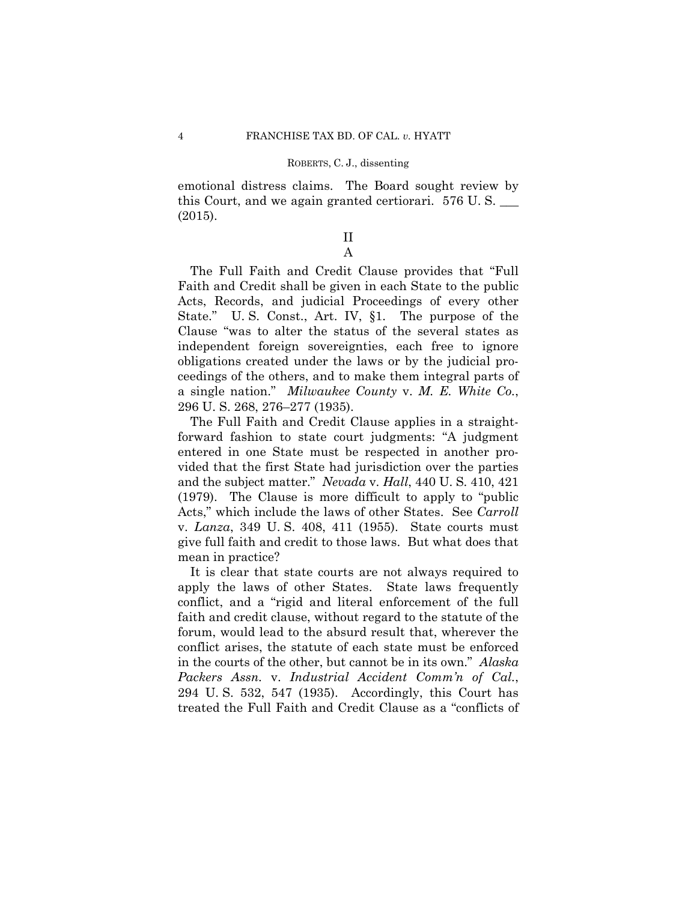emotional distress claims. The Board sought review by this Court, and we again granted certiorari. 576 U. S. \_\_\_ (2015).

## II

### A

The Full Faith and Credit Clause provides that "Full Faith and Credit shall be given in each State to the public Acts, Records, and judicial Proceedings of every other State." U. S. Const., Art. IV, §1. The purpose of the Clause "was to alter the status of the several states as independent foreign sovereignties, each free to ignore obligations created under the laws or by the judicial proceedings of the others, and to make them integral parts of a single nation." *Milwaukee County* v. *M. E. White Co.*, 296 U. S. 268, 276–277 (1935).

The Full Faith and Credit Clause applies in a straightforward fashion to state court judgments: "A judgment entered in one State must be respected in another provided that the first State had jurisdiction over the parties and the subject matter." *Nevada* v. *Hall*, 440 U. S. 410, 421 (1979). The Clause is more difficult to apply to "public Acts," which include the laws of other States. See *Carroll* v. *Lanza*, 349 U. S. 408, 411 (1955). State courts must give full faith and credit to those laws. But what does that mean in practice?

It is clear that state courts are not always required to apply the laws of other States. State laws frequently conflict, and a "rigid and literal enforcement of the full faith and credit clause, without regard to the statute of the forum, would lead to the absurd result that, wherever the conflict arises, the statute of each state must be enforced in the courts of the other, but cannot be in its own." *Alaska Packers Assn.* v. *Industrial Accident Comm'n of Cal.*, 294 U. S. 532, 547 (1935). Accordingly, this Court has treated the Full Faith and Credit Clause as a "conflicts of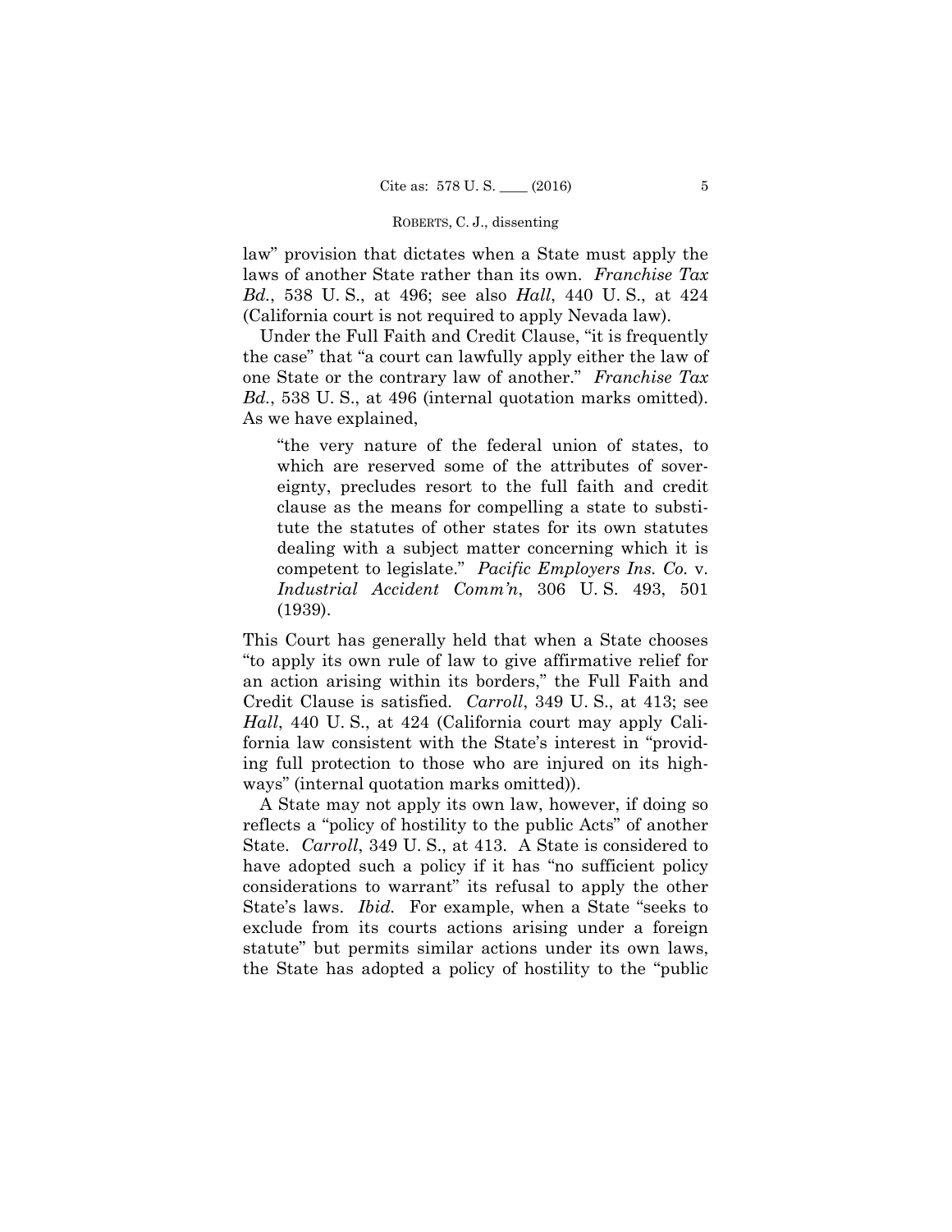law" provision that dictates when a State must apply the laws of another State rather than its own. *Franchise Tax Bd.*, 538 U. S., at 496; see also *Hall*, 440 U. S., at 424 (California court is not required to apply Nevada law).

Under the Full Faith and Credit Clause, "it is frequently the case" that "a court can lawfully apply either the law of one State or the contrary law of another." *Franchise Tax Bd.*, 538 U. S., at 496 (internal quotation marks omitted). As we have explained,

> "the very nature of the federal union of states, to which are reserved some of the attributes of sovereignty, precludes resort to the full faith and credit clause as the means for compelling a state to substitute the statutes of other states for its own statutes dealing with a subject matter concerning which it is competent to legislate." *Pacific Employers Ins. Co.* v. *Industrial Accident Comm'n*, 306 U. S. 493, 501 (1939).

This Court has generally held that when a State chooses "to apply its own rule of law to give affirmative relief for an action arising within its borders," the Full Faith and Credit Clause is satisfied. *Carroll*, 349 U. S., at 413; see *Hall*, 440 U. S., at 424 (California court may apply California law consistent with the State's interest in "providing full protection to those who are injured on its highways" (internal quotation marks omitted)).

A State may not apply its own law, however, if doing so reflects a "policy of hostility to the public Acts" of another State. *Carroll*, 349 U. S., at 413. A State is considered to have adopted such a policy if it has "no sufficient policy considerations to warrant" its refusal to apply the other State's laws. *Ibid.* For example, when a State "seeks to exclude from its courts actions arising under a foreign statute" but permits similar actions under its own laws, the State has adopted a policy of hostility to the "public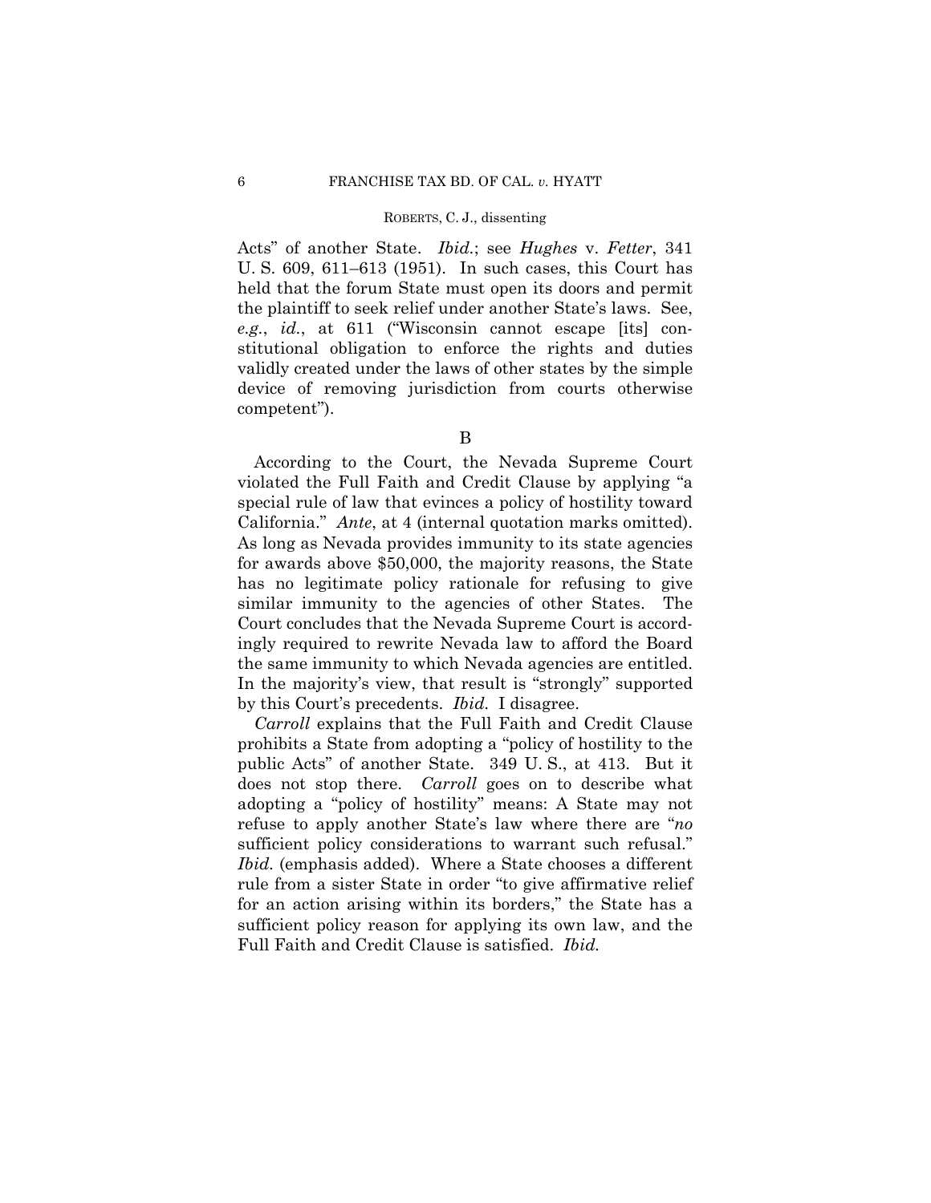Acts" of another State. *Ibid.*; see *Hughes* v. *Fetter*, 341 U. S. 609, 611–613 (1951). In such cases, this Court has held that the forum State must open its doors and permit the plaintiff to seek relief under another State's laws. See, *e.g.*, *id.*, at 611 ("Wisconsin cannot escape [its] constitutional obligation to enforce the rights and duties validly created under the laws of other states by the simple device of removing jurisdiction from courts otherwise competent").

B

According to the Court, the Nevada Supreme Court violated the Full Faith and Credit Clause by applying "a special rule of law that evinces a policy of hostility toward California." *Ante*, at 4 (internal quotation marks omitted). As long as Nevada provides immunity to its state agencies for awards above $50,000, the majority reasons, the State has no legitimate policy rationale for refusing to give similar immunity to the agencies of other States. The Court concludes that the Nevada Supreme Court is accordingly required to rewrite Nevada law to afford the Board the same immunity to which Nevada agencies are entitled. In the majority's view, that result is "strongly" supported by this Court's precedents. *Ibid.* I disagree.

*Carroll* explains that the Full Faith and Credit Clause prohibits a State from adopting a "policy of hostility to the public Acts" of another State. 349 U. S., at 413. But it does not stop there. *Carroll* goes on to describe what adopting a "policy of hostility" means: A State may not refuse to apply another State's law where there are "*no* sufficient policy considerations to warrant such refusal." *Ibid.* (emphasis added). Where a State chooses a different rule from a sister State in order "to give affirmative relief for an action arising within its borders," the State has a sufficient policy reason for applying its own law, and the Full Faith and Credit Clause is satisfied. *Ibid.*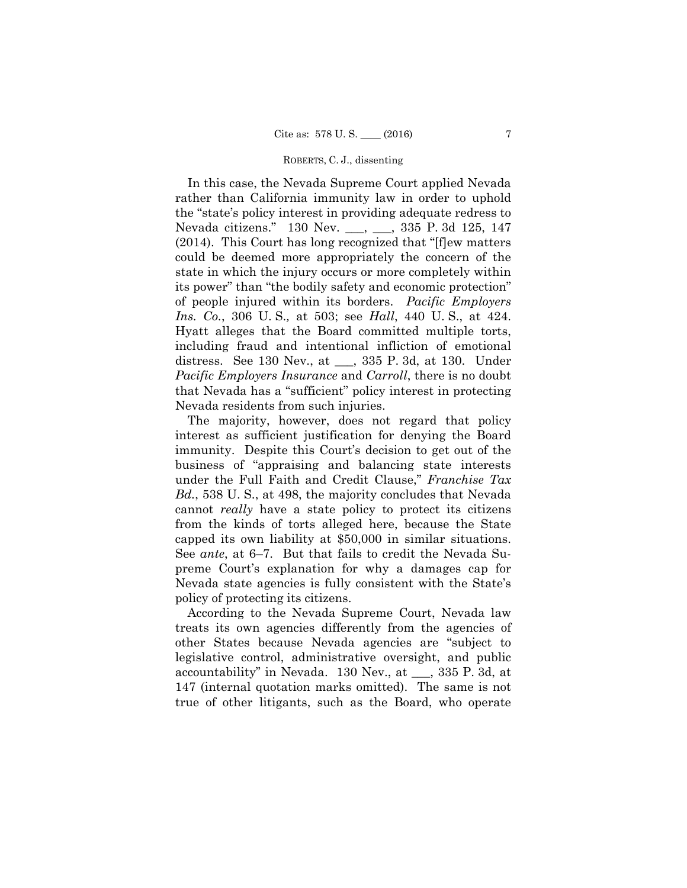In this case, the Nevada Supreme Court applied Nevada rather than California immunity law in order to uphold the "state's policy interest in providing adequate redress to Nevada citizens." 130 Nev. \_\_\_, \_\_\_, 335 P. 3d 125, 147 (2014). This Court has long recognized that "[f]ew matters could be deemed more appropriately the concern of the state in which the injury occurs or more completely within its power" than "the bodily safety and economic protection" of people injured within its borders. *Pacific Employers Ins. Co.*, 306 U. S., at 503; see *Hall*, 440 U. S., at 424. Hyatt alleges that the Board committed multiple torts, including fraud and intentional infliction of emotional distress. See 130 Nev., at \_\_\_, 335 P. 3d, at 130. Under *Pacific Employers Insurance* and *Carroll*, there is no doubt that Nevada has a "sufficient" policy interest in protecting Nevada residents from such injuries.

The majority, however, does not regard that policy interest as sufficient justification for denying the Board immunity. Despite this Court's decision to get out of the business of "appraising and balancing state interests under the Full Faith and Credit Clause," *Franchise Tax Bd.*, 538 U. S., at 498, the majority concludes that Nevada cannot *really* have a state policy to protect its citizens from the kinds of torts alleged here, because the State capped its own liability at $50,000 in similar situations. See *ante*, at 6–7. But that fails to credit the Nevada Supreme Court's explanation for why a damages cap for Nevada state agencies is fully consistent with the State's policy of protecting its citizens.

According to the Nevada Supreme Court, Nevada law treats its own agencies differently from the agencies of other States because Nevada agencies are "subject to legislative control, administrative oversight, and public accountability" in Nevada. 130 Nev., at \_\_\_, 335 P. 3d, at 147 (internal quotation marks omitted). The same is not true of other litigants, such as the Board, who operate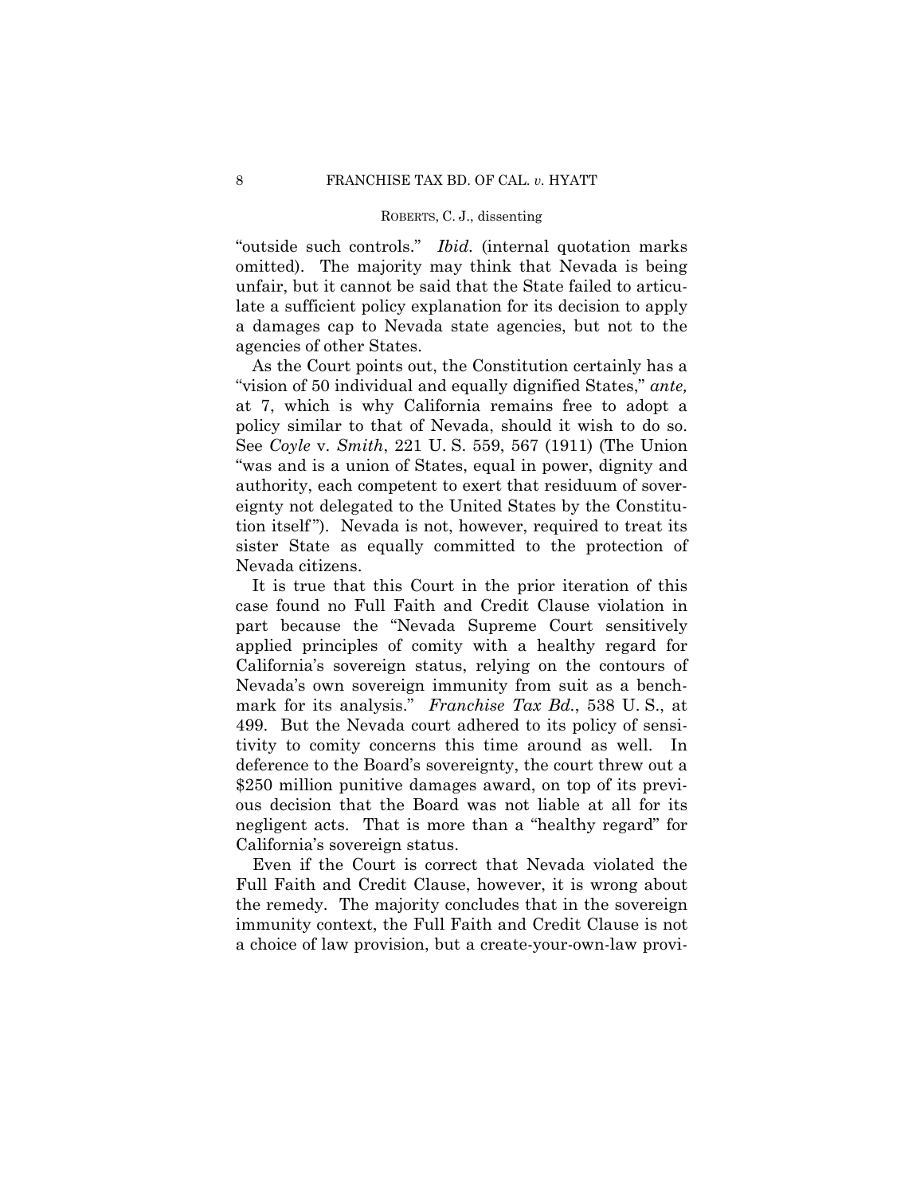"outside such controls." *Ibid.* (internal quotation marks omitted). The majority may think that Nevada is being unfair, but it cannot be said that the State failed to articulate a sufficient policy explanation for its decision to apply a damages cap to Nevada state agencies, but not to the agencies of other States.

As the Court points out, the Constitution certainly has a "vision of 50 individual and equally dignified States," *ante,* at 7, which is why California remains free to adopt a policy similar to that of Nevada, should it wish to do so. See *Coyle* v. *Smith*, 221 U. S. 559, 567 (1911) (The Union "was and is a union of States, equal in power, dignity and authority, each competent to exert that residuum of sovereignty not delegated to the United States by the Constitution itself"). Nevada is not, however, required to treat its sister State as equally committed to the protection of Nevada citizens.

It is true that this Court in the prior iteration of this case found no Full Faith and Credit Clause violation in part because the "Nevada Supreme Court sensitively applied principles of comity with a healthy regard for California's sovereign status, relying on the contours of Nevada's own sovereign immunity from suit as a benchmark for its analysis." *Franchise Tax Bd.*, 538 U. S., at 499. But the Nevada court adhered to its policy of sensitivity to comity concerns this time around as well. In deference to the Board's sovereignty, the court threw out a $250 million punitive damages award, on top of its previous decision that the Board was not liable at all for its negligent acts. That is more than a "healthy regard" for California's sovereign status.

Even if the Court is correct that Nevada violated the Full Faith and Credit Clause, however, it is wrong about the remedy. The majority concludes that in the sovereign immunity context, the Full Faith and Credit Clause is not a choice of law provision, but a create-your-own-law provi-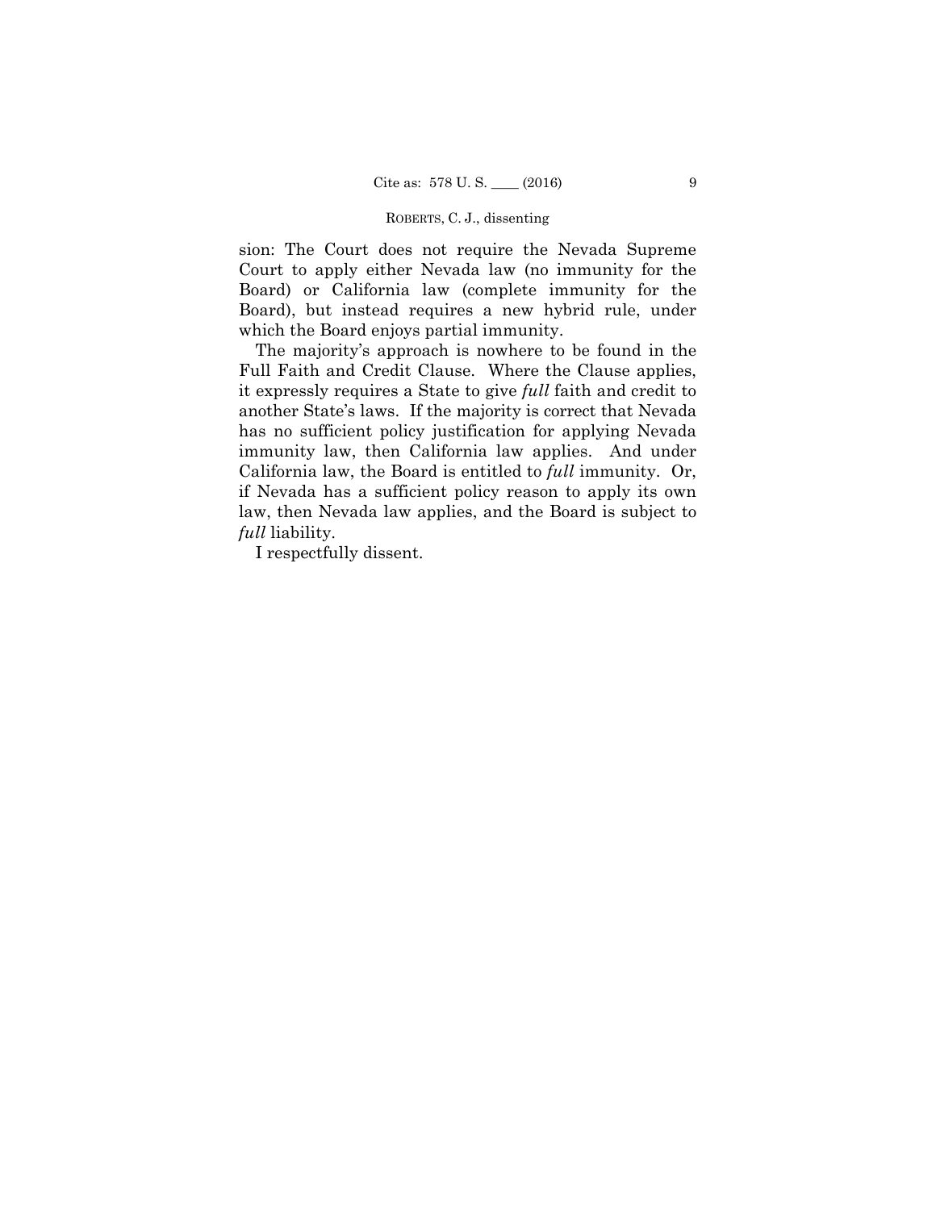sion: The Court does not require the Nevada Supreme Court to apply either Nevada law (no immunity for the Board) or California law (complete immunity for the Board), but instead requires a new hybrid rule, under which the Board enjoys partial immunity.

The majority's approach is nowhere to be found in the Full Faith and Credit Clause. Where the Clause applies, it expressly requires a State to give *full* faith and credit to another State's laws. If the majority is correct that Nevada has no sufficient policy justification for applying Nevada immunity law, then California law applies. And under California law, the Board is entitled to *full* immunity. Or, if Nevada has a sufficient policy reason to apply its own law, then Nevada law applies, and the Board is subject to *full* liability.

I respectfully dissent.